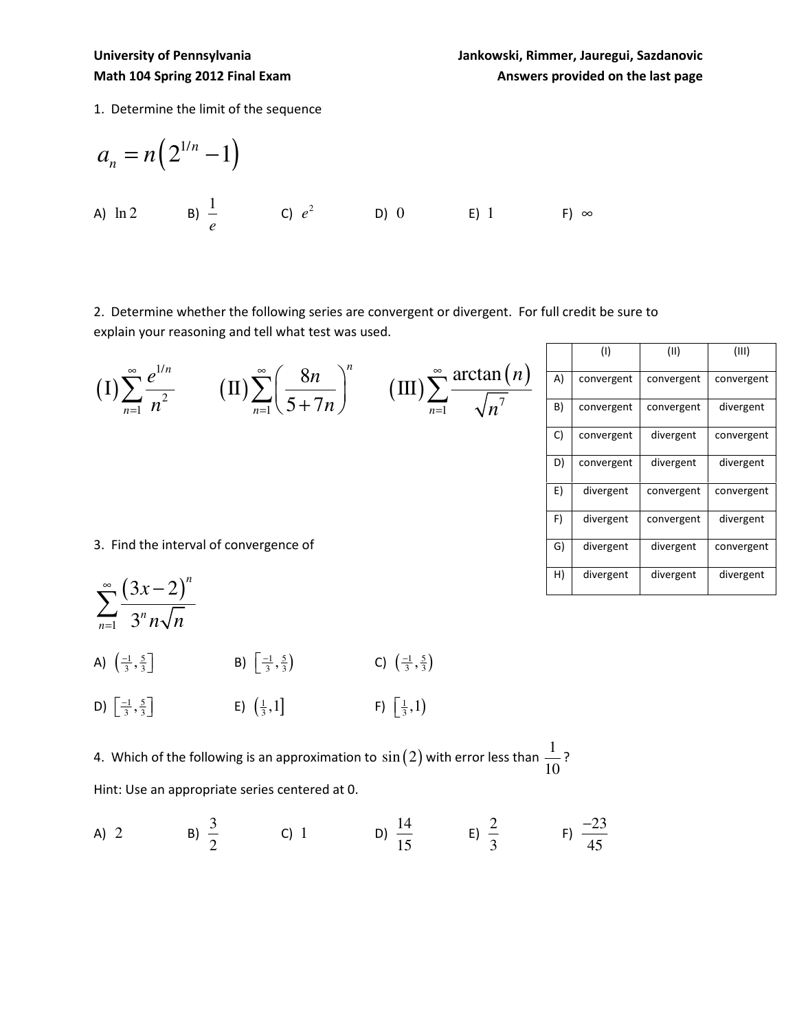**University of Pennsylvania**
**Math 104 Spring 2012 Final Exam**

**Jankowski, Rimmer, Jauregui, Sazdanovic**
**Answers provided on the last page**

1. Determine the limit of the sequence

$$a_n = n\left(2^{1/n} - 1\right)$$

A) $\ln 2$ B) $\frac{1}{e}$ C) $e^2$ D) $0$ E) $1$ F) $\infty$

2. Determine whether the following series are convergent or divergent. For full credit be sure to explain your reasoning and tell what test was used.

$$\text{(I)}\sum_{n=1}^{\infty}\frac{e^{1/n}}{n^2} \qquad \text{(II)}\sum_{n=1}^{\infty}\left(\frac{8n}{5+7n}\right)^n \qquad \text{(III)}\sum_{n=1}^{\infty}\frac{\arctan(n)}{\sqrt{n^7}}$$

| | (I) | (II) | (III) |
|---|---|---|---|
| A) | convergent | convergent | convergent |
| B) | convergent | convergent | divergent |
| C) | convergent | divergent | convergent |
| D) | convergent | divergent | divergent |
| E) | divergent | convergent | convergent |
| F) | divergent | convergent | divergent |
| G) | divergent | divergent | convergent |
| H) | divergent | divergent | divergent |

3. Find the interval of convergence of

$$\sum_{n=1}^{\infty}\frac{(3x-2)^n}{3^n n\sqrt{n}}$$

A) $\left(\frac{-1}{3}, \frac{5}{3}\right]$ B) $\left[\frac{-1}{3}, \frac{5}{3}\right)$ C) $\left(\frac{-1}{3}, \frac{5}{3}\right)$

D) $\left[\frac{-1}{3}, \frac{5}{3}\right]$ E) $\left(\frac{1}{3}, 1\right]$ F) $\left[\frac{1}{3}, 1\right)$

4. Which of the following is an approximation to $\sin(2)$ with error less than $\frac{1}{10}$?

Hint: Use an appropriate series centered at 0.

A) $2$ B) $\frac{3}{2}$ C) $1$ D) $\frac{14}{15}$ E) $\frac{2}{3}$ F) $\frac{-23}{45}$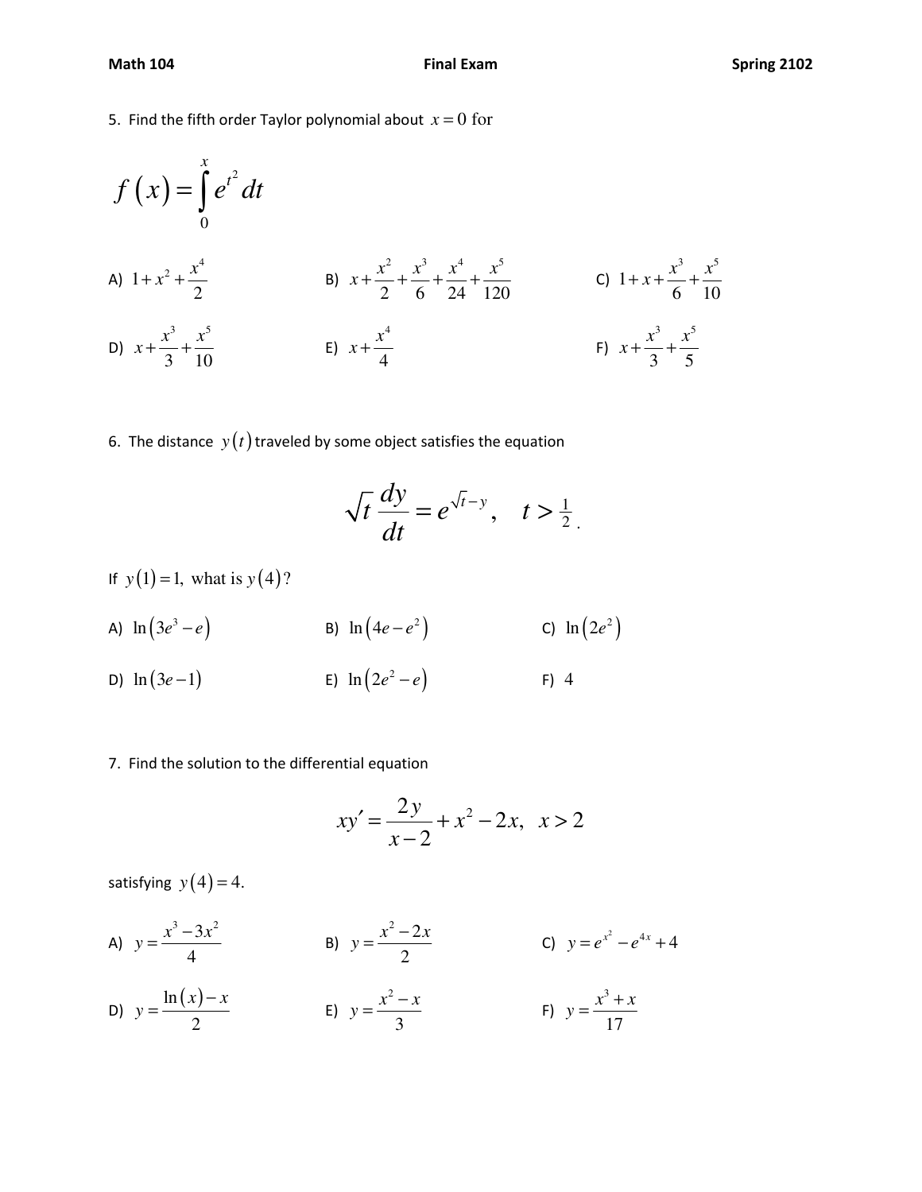5. Find the fifth order Taylor polynomial about $x = 0$ for

$$f(x) = \int_0^x e^{t^2}\, dt$$

A) $1 + x^2 + \frac{x^4}{2}$

B) $x + \frac{x^2}{2} + \frac{x^3}{6} + \frac{x^4}{24} + \frac{x^5}{120}$

C) $1 + x + \frac{x^3}{6} + \frac{x^5}{10}$

D) $x + \frac{x^3}{3} + \frac{x^5}{10}$

E) $x + \frac{x^4}{4}$

F) $x + \frac{x^3}{3} + \frac{x^5}{5}$

6. The distance $y(t)$ traveled by some object satisfies the equation

$$\sqrt{t}\,\frac{dy}{dt} = e^{\sqrt{t} - y}, \quad t > \tfrac{1}{2}.$$

If $y(1) = 1$, what is $y(4)$?

A) $\ln\left(3e^3 - e\right)$

B) $\ln\left(4e - e^2\right)$

C) $\ln\left(2e^2\right)$

D) $\ln\left(3e - 1\right)$

E) $\ln\left(2e^2 - e\right)$

F) $4$

7. Find the solution to the differential equation

$$xy' = \frac{2y}{x-2} + x^2 - 2x, \quad x > 2$$

satisfying $y(4) = 4$.

A) $y = \frac{x^3 - 3x^2}{4}$

B) $y = \frac{x^2 - 2x}{2}$

C) $y = e^{x^2} - e^{4x} + 4$

D) $y = \frac{\ln(x) - x}{2}$

E) $y = \frac{x^2 - x}{3}$

F) $y = \frac{x^3 + x}{17}$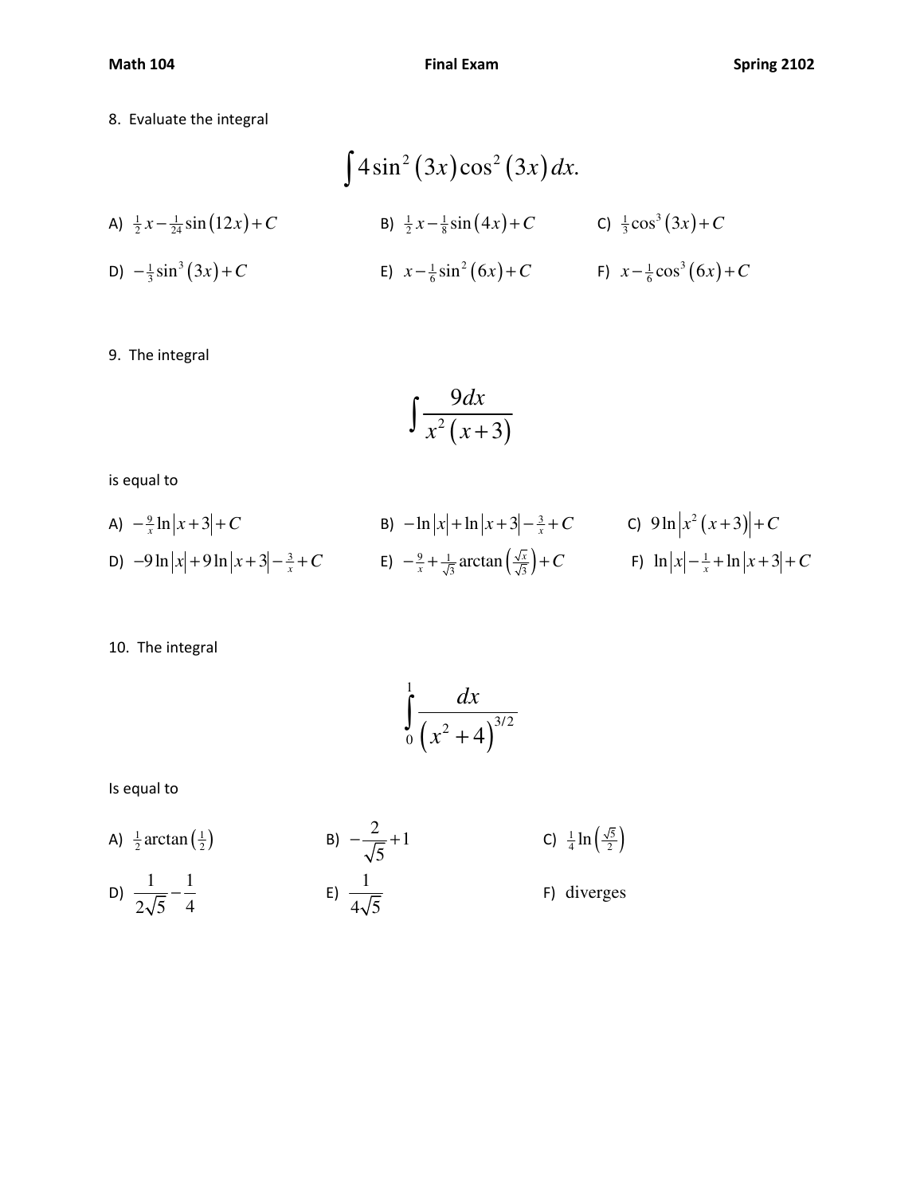8. Evaluate the integral

$$\int 4\sin^2(3x)\cos^2(3x)\,dx.$$

A) $\frac{1}{2}x - \frac{1}{24}\sin(12x) + C$

B) $\frac{1}{2}x - \frac{1}{8}\sin(4x) + C$

C) $\frac{1}{3}\cos^3(3x) + C$

D) $-\frac{1}{3}\sin^3(3x) + C$

E) $x - \frac{1}{6}\sin^2(6x) + C$

F) $x - \frac{1}{6}\cos^3(6x) + C$

9. The integral

$$\int \frac{9dx}{x^2(x+3)}$$

is equal to

A) $-\frac{9}{x}\ln|x+3| + C$

B) $-\ln|x| + \ln|x+3| - \frac{3}{x} + C$

C) $9\ln\left|x^2(x+3)\right| + C$

D) $-9\ln|x| + 9\ln|x+3| - \frac{3}{x} + C$

E) $-\frac{9}{x} + \frac{1}{\sqrt{3}}\arctan\left(\frac{\sqrt{x}}{\sqrt{3}}\right) + C$

F) $\ln|x| - \frac{1}{x} + \ln|x+3| + C$

10. The integral

$$\int_0^1 \frac{dx}{\left(x^2+4\right)^{3/2}}$$

Is equal to

A) $\frac{1}{2}\arctan\left(\frac{1}{2}\right)$

B) $-\frac{2}{\sqrt{5}} + 1$

C) $\frac{1}{4}\ln\left(\frac{\sqrt{5}}{2}\right)$

D) $\frac{1}{2\sqrt{5}} - \frac{1}{4}$

E) $\frac{1}{4\sqrt{5}}$

F) diverges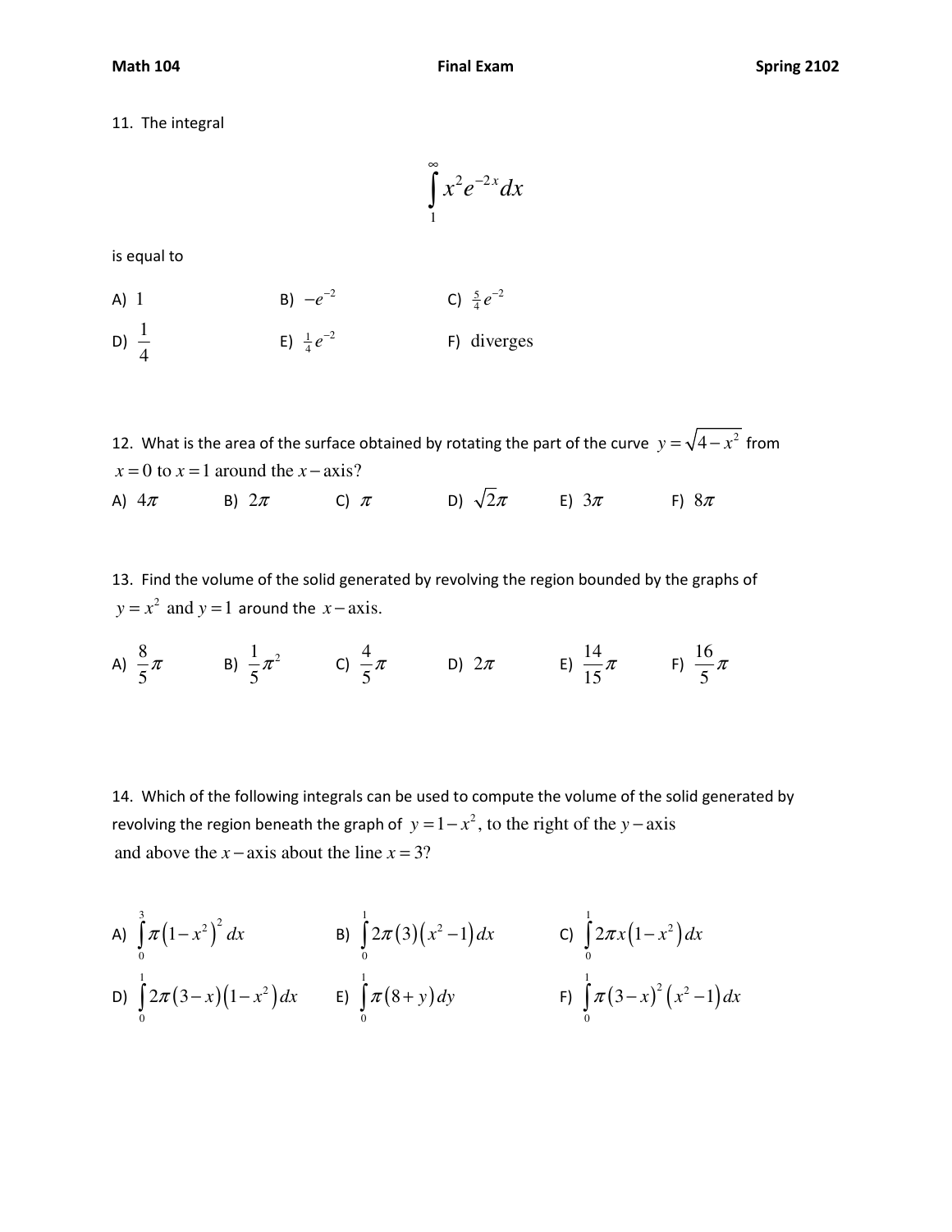11. The integral

$$\int_1^\infty x^2 e^{-2x}\,dx$$

is equal to

A) $1$ B) $-e^{-2}$ C) $\frac{5}{4}e^{-2}$

D) $\dfrac{1}{4}$ E) $\frac{1}{4}e^{-2}$ F) diverges

12. What is the area of the surface obtained by rotating the part of the curve $y = \sqrt{4-x^2}$ from $x = 0$ to $x = 1$ around the $x-$axis?

A) $4\pi$ B) $2\pi$ C) $\pi$ D) $\sqrt{2}\pi$ E) $3\pi$ F) $8\pi$

13. Find the volume of the solid generated by revolving the region bounded by the graphs of $y = x^2$ and $y = 1$ around the $x-$axis.

A) $\dfrac{8}{5}\pi$ B) $\dfrac{1}{5}\pi^2$ C) $\dfrac{4}{5}\pi$ D) $2\pi$ E) $\dfrac{14}{15}\pi$ F) $\dfrac{16}{5}\pi$

14. Which of the following integrals can be used to compute the volume of the solid generated by revolving the region beneath the graph of $y = 1 - x^2$, to the right of the $y-$axis and above the $x-$axis about the line $x = 3$?

A) $\int_0^3 \pi\left(1-x^2\right)^2 dx$ B) $\int_0^1 2\pi(3)\left(x^2-1\right)dx$ C) $\int_0^1 2\pi x\left(1-x^2\right)dx$

D) $\int_0^1 2\pi(3-x)\left(1-x^2\right)dx$ E) $\int_0^1 \pi(8+y)\,dy$ F) $\int_0^1 \pi(3-x)^2\left(x^2-1\right)dx$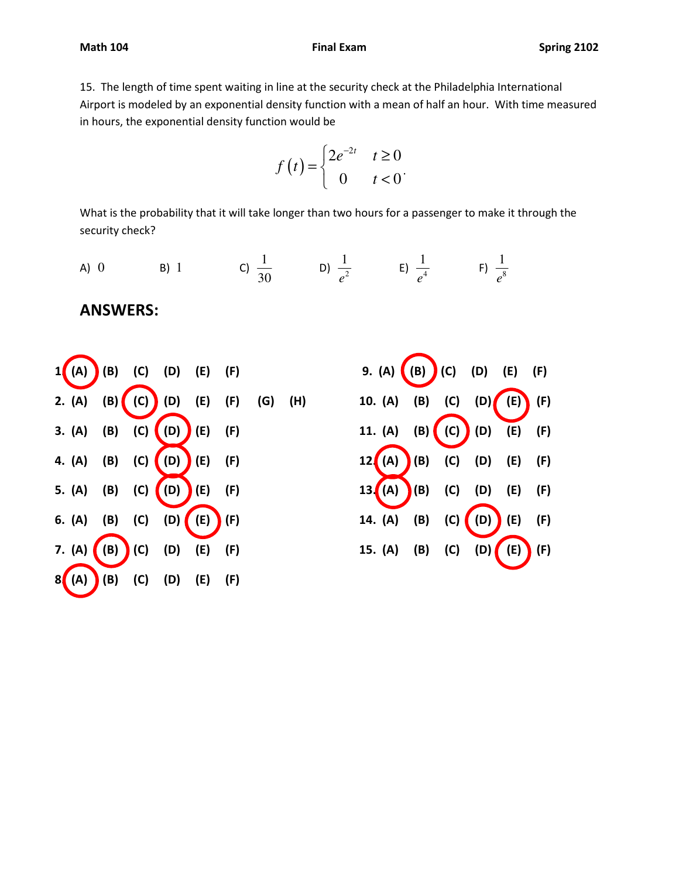15. The length of time spent waiting in line at the security check at the Philadelphia International Airport is modeled by an exponential density function with a mean of half an hour. With time measured in hours, the exponential density function would be

$$f(t) = \begin{cases} 2e^{-2t} & t \geq 0 \\ 0 & t < 0 \end{cases}.$$

What is the probability that it will take longer than two hours for a passenger to make it through the security check?

A) $0$ B) $1$ C) $\frac{1}{30}$ D) $\frac{1}{e^2}$ E) $\frac{1}{e^4}$ F) $\frac{1}{e^8}$

## ANSWERS:

1. **(A)** (B) (C) (D) (E) (F)
2. (A) (B) **(C)** (D) (E) (F) (G) (H)
3. (A) (B) (C) **(D)** (E) (F)
4. (A) (B) (C) **(D)** (E) (F)
5. (A) (B) (C) **(D)** (E) (F)
6. (A) (B) (C) (D) **(E)** (F)
7. (A) **(B)** (C) (D) (E) (F)
8. **(A)** (B) (C) (D) (E) (F)
9. (A) **(B)** (C) (D) (E) (F)
10. (A) (B) (C) (D) **(E)** (F)
11. (A) (B) **(C)** (D) (E) (F)
12. **(A)** (B) (C) (D) (E) (F)
13. **(A)** (B) (C) (D) (E) (F)
14. (A) (B) (C) **(D)** (E) (F)
15. (A) (B) (C) (D) **(E)** (F)